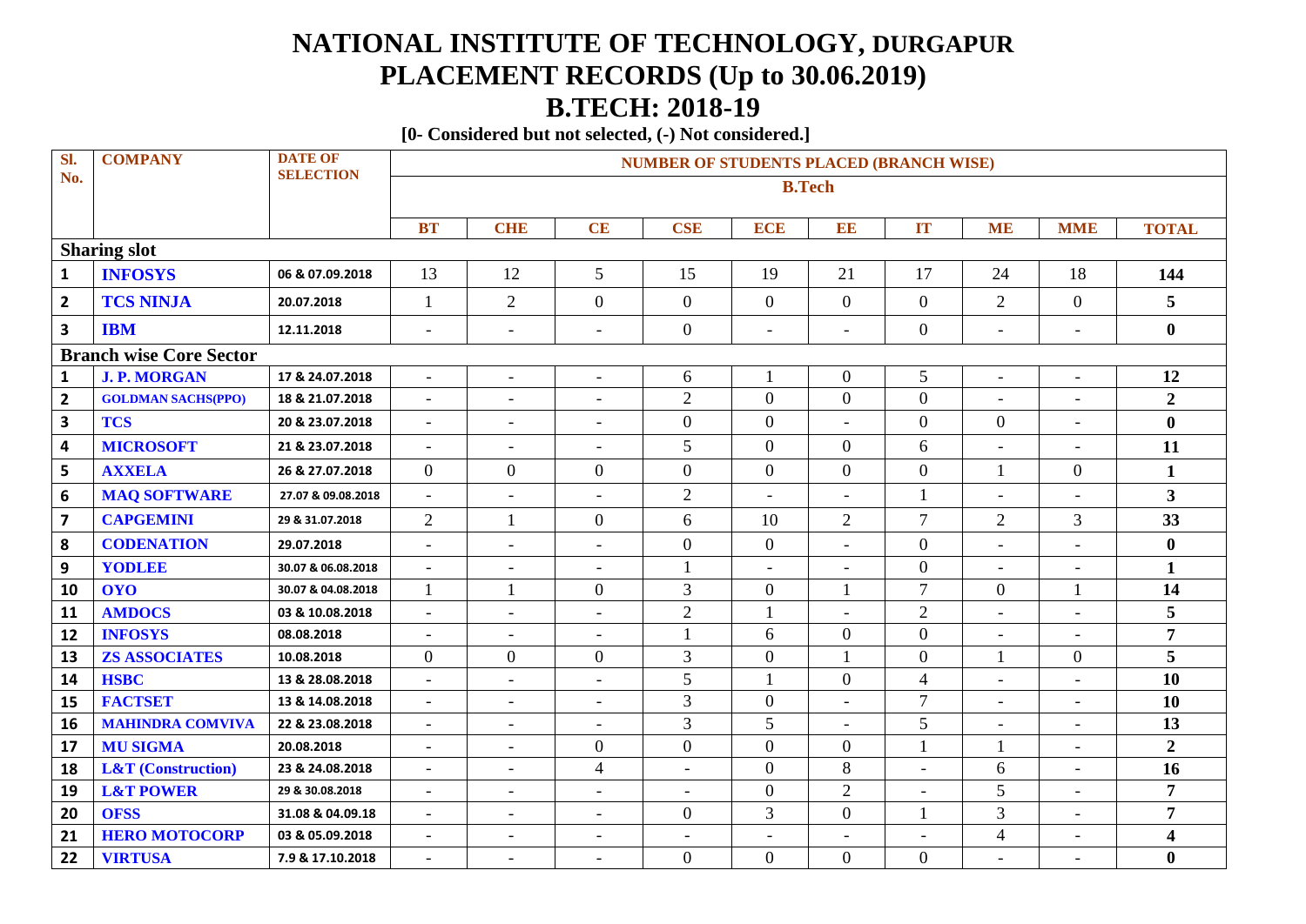# NATIONAL INSTITUTE OF TECHNOLOGY, DURGAPUR
# PLACEMENT RECORDS (Up to 30.06.2019)
# B.TECH: 2018-19

**[0- Considered but not selected, (-) Not considered.]**

| Sl. No. | COMPANY | DATE OF SELECTION | NUMBER OF STUDENTS PLACED (BRANCH WISE) | | | | | | | | | |
|---|---|---|---|---|---|---|---|---|---|---|---|---|
| | | | B.Tech | | | | | | | | | |
| | | | BT | CHE | CE | CSE | ECE | EE | IT | ME | MME | TOTAL |
| **Sharing slot** | | | | | | | | | | | | |
| 1 | INFOSYS | 06 & 07.09.2018 | 13 | 12 | 5 | 15 | 19 | 21 | 17 | 24 | 18 | **144** |
| 2 | TCS NINJA | 20.07.2018 | 1 | 2 | 0 | 0 | 0 | 0 | 0 | 2 | 0 | **5** |
| 3 | IBM | 12.11.2018 | - | - | - | 0 | - | - | 0 | - | - | **0** |
| **Branch wise Core Sector** | | | | | | | | | | | | |
| 1 | J. P. MORGAN | 17 & 24.07.2018 | - | - | - | 6 | 1 | 0 | 5 | - | - | **12** |
| 2 | GOLDMAN SACHS(PPO) | 18 & 21.07.2018 | - | - | - | 2 | 0 | 0 | 0 | - | - | **2** |
| 3 | TCS | 20 & 23.07.2018 | - | - | - | 0 | 0 | - | 0 | 0 | - | **0** |
| 4 | MICROSOFT | 21 & 23.07.2018 | - | - | - | 5 | 0 | 0 | 6 | - | - | **11** |
| 5 | AXXELA | 26 & 27.07.2018 | 0 | 0 | 0 | 0 | 0 | 0 | 0 | 1 | 0 | **1** |
| 6 | MAQ SOFTWARE | 27.07 & 09.08.2018 | - | - | - | 2 | - | - | 1 | - | - | **3** |
| 7 | CAPGEMINI | 29 & 31.07.2018 | 2 | 1 | 0 | 6 | 10 | 2 | 7 | 2 | 3 | **33** |
| 8 | CODENATION | 29.07.2018 | - | - | - | 0 | 0 | - | 0 | - | - | **0** |
| 9 | YODLEE | 30.07 & 06.08.2018 | - | - | - | 1 | - | - | 0 | - | - | **1** |
| 10 | OYO | 30.07 & 04.08.2018 | 1 | 1 | 0 | 3 | 0 | 1 | 7 | 0 | 1 | **14** |
| 11 | AMDOCS | 03 & 10.08.2018 | - | - | - | 2 | 1 | - | 2 | - | - | **5** |
| 12 | INFOSYS | 08.08.2018 | - | - | - | 1 | 6 | 0 | 0 | - | - | **7** |
| 13 | ZS ASSOCIATES | 10.08.2018 | 0 | 0 | 0 | 3 | 0 | 1 | 0 | 1 | 0 | **5** |
| 14 | HSBC | 13 & 28.08.2018 | - | - | - | 5 | 1 | 0 | 4 | - | - | **10** |
| 15 | FACTSET | 13 & 14.08.2018 | - | - | - | 3 | 0 | - | 7 | - | - | **10** |
| 16 | MAHINDRA COMVIVA | 22 & 23.08.2018 | - | - | - | 3 | 5 | - | 5 | - | - | **13** |
| 17 | MU SIGMA | 20.08.2018 | - | - | 0 | 0 | 0 | 0 | 1 | 1 | - | **2** |
| 18 | L&T (Construction) | 23 & 24.08.2018 | - | - | 4 | - | 0 | 8 | - | 6 | - | **16** |
| 19 | L&T POWER | 29 & 30.08.2018 | - | - | - | - | 0 | 2 | - | 5 | - | **7** |
| 20 | OFSS | 31.08 & 04.09.18 | - | - | - | 0 | 3 | 0 | 1 | 3 | - | **7** |
| 21 | HERO MOTOCORP | 03 & 05.09.2018 | - | - | - | - | - | - | - | 4 | - | **4** |
| 22 | VIRTUSA | 7.9 & 17.10.2018 | - | - | - | 0 | 0 | 0 | 0 | - | - | **0** |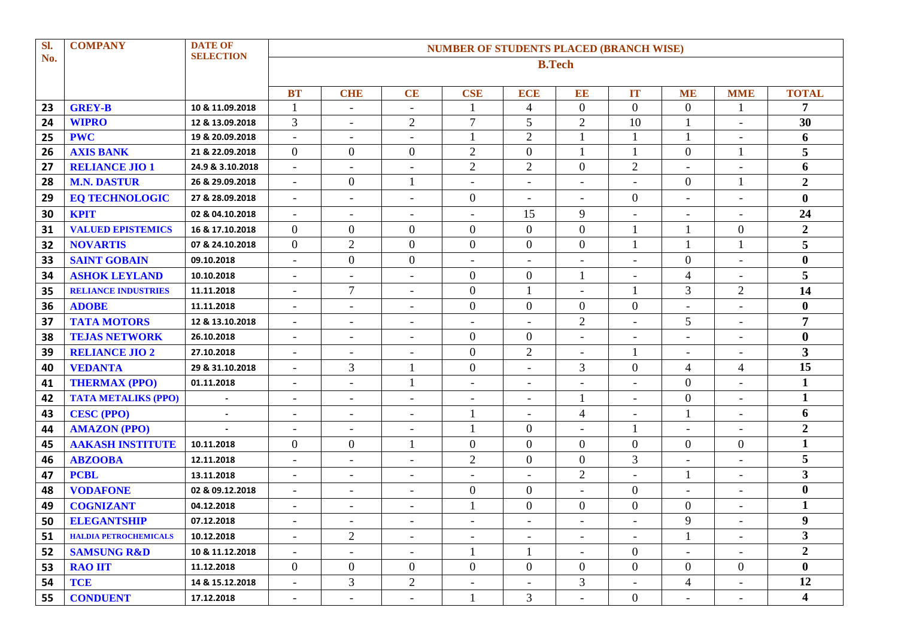| Sl. No. | COMPANY | DATE OF SELECTION | NUMBER OF STUDENTS PLACED (BRANCH WISE) | | | | | | | | | |
|---|---|---|---|---|---|---|---|---|---|---|---|---|
| | | | B.Tech | | | | | | | | | |
| | | | BT | CHE | CE | CSE | ECE | EE | IT | ME | MME | TOTAL |
| 23 | GREY-B | 10 & 11.09.2018 | 1 | - | - | 1 | 4 | 0 | 0 | 0 | 1 | 7 |
| 24 | WIPRO | 12 & 13.09.2018 | 3 | - | 2 | 7 | 5 | 2 | 10 | 1 | - | 30 |
| 25 | PWC | 19 & 20.09.2018 | - | - | - | 1 | 2 | 1 | 1 | 1 | - | 6 |
| 26 | AXIS BANK | 21 & 22.09.2018 | 0 | 0 | 0 | 2 | 0 | 1 | 1 | 0 | 1 | 5 |
| 27 | RELIANCE JIO 1 | 24.9 & 3.10.2018 | - | - | - | 2 | 2 | 0 | 2 | - | - | 6 |
| 28 | M.N. DASTUR | 26 & 29.09.2018 | - | 0 | 1 | - | - | - | - | 0 | 1 | 2 |
| 29 | EQ TECHNOLOGIC | 27 & 28.09.2018 | - | - | - | 0 | - | - | 0 | - | - | 0 |
| 30 | KPIT | 02 & 04.10.2018 | - | - | - | - | 15 | 9 | - | - | - | 24 |
| 31 | VALUED EPISTEMICS | 16 & 17.10.2018 | 0 | 0 | 0 | 0 | 0 | 0 | 1 | 1 | 0 | 2 |
| 32 | NOVARTIS | 07 & 24.10.2018 | 0 | 2 | 0 | 0 | 0 | 0 | 1 | 1 | 1 | 5 |
| 33 | SAINT GOBAIN | 09.10.2018 | - | 0 | 0 | - | - | - | - | 0 | - | 0 |
| 34 | ASHOK LEYLAND | 10.10.2018 | - | - | - | 0 | 0 | 1 | - | 4 | - | 5 |
| 35 | RELIANCE INDUSTRIES | 11.11.2018 | - | 7 | - | 0 | 1 | - | 1 | 3 | 2 | 14 |
| 36 | ADOBE | 11.11.2018 | - | - | - | 0 | 0 | 0 | 0 | - | - | 0 |
| 37 | TATA MOTORS | 12 & 13.10.2018 | - | - | - | - | - | 2 | - | 5 | - | 7 |
| 38 | TEJAS NETWORK | 26.10.2018 | - | - | - | 0 | 0 | - | - | - | - | 0 |
| 39 | RELIANCE JIO 2 | 27.10.2018 | - | - | - | 0 | 2 | - | 1 | - | - | 3 |
| 40 | VEDANTA | 29 & 31.10.2018 | - | 3 | 1 | 0 | - | 3 | 0 | 4 | 4 | 15 |
| 41 | THERMAX (PPO) | 01.11.2018 | - | - | 1 | - | - | - | - | 0 | - | 1 |
| 42 | TATA METALIKS (PPO) | - | - | - | - | - | - | 1 | - | 0 | - | 1 |
| 43 | CESC (PPO) | - | - | - | - | 1 | - | 4 | - | 1 | - | 6 |
| 44 | AMAZON (PPO) | - | - | - | - | 1 | 0 | - | 1 | - | - | 2 |
| 45 | AAKASH INSTITUTE | 10.11.2018 | 0 | 0 | 1 | 0 | 0 | 0 | 0 | 0 | 0 | 1 |
| 46 | ABZOOBA | 12.11.2018 | - | - | - | 2 | 0 | 0 | 3 | - | - | 5 |
| 47 | PCBL | 13.11.2018 | - | - | - | - | - | 2 | - | 1 | - | 3 |
| 48 | VODAFONE | 02 & 09.12.2018 | - | - | - | 0 | 0 | - | 0 | - | - | 0 |
| 49 | COGNIZANT | 04.12.2018 | - | - | - | 1 | 0 | 0 | 0 | 0 | - | 1 |
| 50 | ELEGANTSHIP | 07.12.2018 | - | - | - | - | - | - | - | 9 | - | 9 |
| 51 | HALDIA PETROCHEMICALS | 10.12.2018 | - | 2 | - | - | - | - | - | 1 | - | 3 |
| 52 | SAMSUNG R&D | 10 & 11.12.2018 | - | - | - | 1 | 1 | - | 0 | - | - | 2 |
| 53 | RAO IIT | 11.12.2018 | 0 | 0 | 0 | 0 | 0 | 0 | 0 | 0 | 0 | 0 |
| 54 | TCE | 14 & 15.12.2018 | - | 3 | 2 | - | - | 3 | - | 4 | - | 12 |
| 55 | CONDUENT | 17.12.2018 | - | - | - | 1 | 3 | - | 0 | - | - | 4 |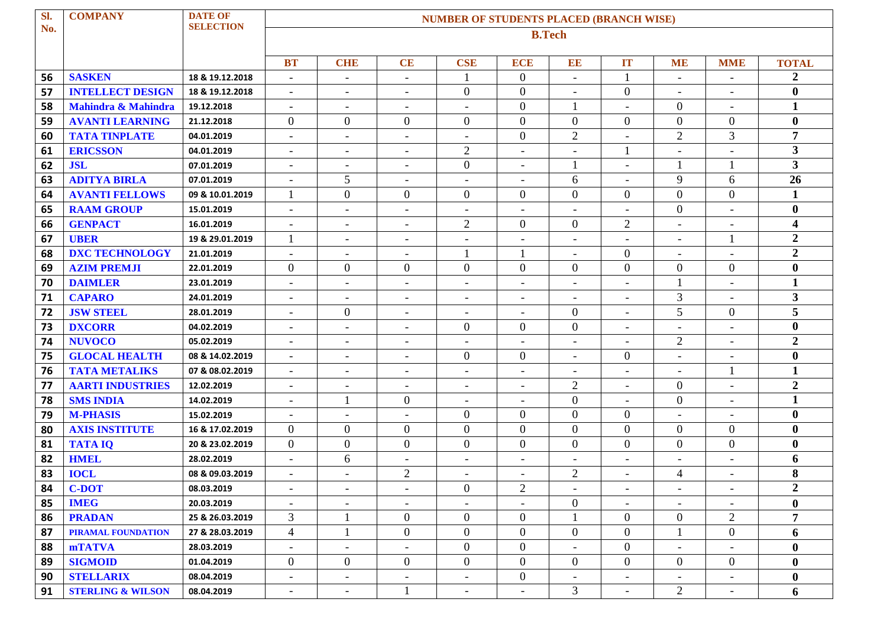| Sl. No. | COMPANY | DATE OF SELECTION | NUMBER OF STUDENTS PLACED (BRANCH WISE) | | | | | | | | | |
|---|---|---|---|---|---|---|---|---|---|---|---|---|
| | | | B.Tech | | | | | | | | | |
| | | | BT | CHE | CE | CSE | ECE | EE | IT | ME | MME | TOTAL |
| 56 | SASKEN | 18 & 19.12.2018 | - | - | - | 1 | 0 | - | 1 | - | - | 2 |
| 57 | INTELLECT DESIGN | 18 & 19.12.2018 | - | - | - | 0 | 0 | - | 0 | - | - | 0 |
| 58 | Mahindra & Mahindra | 19.12.2018 | - | - | - | - | 0 | 1 | - | 0 | - | 1 |
| 59 | AVANTI LEARNING | 21.12.2018 | 0 | 0 | 0 | 0 | 0 | 0 | 0 | 0 | 0 | 0 |
| 60 | TATA TINPLATE | 04.01.2019 | - | - | - | - | 0 | 2 | - | 2 | 3 | 7 |
| 61 | ERICSSON | 04.01.2019 | - | - | - | 2 | - | - | 1 | - | - | 3 |
| 62 | JSL | 07.01.2019 | - | - | - | 0 | - | 1 | - | 1 | 1 | 3 |
| 63 | ADITYA BIRLA | 07.01.2019 | - | 5 | - | - | - | 6 | - | 9 | 6 | 26 |
| 64 | AVANTI FELLOWS | 09 & 10.01.2019 | 1 | 0 | 0 | 0 | 0 | 0 | 0 | 0 | 0 | 1 |
| 65 | RAAM GROUP | 15.01.2019 | - | - | - | - | - | - | - | 0 | - | 0 |
| 66 | GENPACT | 16.01.2019 | - | - | - | 2 | 0 | 0 | 2 | - | - | 4 |
| 67 | UBER | 19 & 29.01.2019 | 1 | - | - | - | - | - | - | - | 1 | 2 |
| 68 | DXC TECHNOLOGY | 21.01.2019 | - | - | - | 1 | 1 | - | 0 | - | - | 2 |
| 69 | AZIM PREMJI | 22.01.2019 | 0 | 0 | 0 | 0 | 0 | 0 | 0 | 0 | 0 | 0 |
| 70 | DAIMLER | 23.01.2019 | - | - | - | - | - | - | - | 1 | - | 1 |
| 71 | CAPARO | 24.01.2019 | - | - | - | - | - | - | - | 3 | - | 3 |
| 72 | JSW STEEL | 28.01.2019 | - | 0 | - | - | - | 0 | - | 5 | 0 | 5 |
| 73 | DXCORR | 04.02.2019 | - | - | - | 0 | 0 | 0 | - | - | - | 0 |
| 74 | NUVOCO | 05.02.2019 | - | - | - | - | - | - | - | 2 | - | 2 |
| 75 | GLOCAL HEALTH | 08 & 14.02.2019 | - | - | - | 0 | 0 | - | 0 | - | - | 0 |
| 76 | TATA METALIKS | 07 & 08.02.2019 | - | - | - | - | - | - | - | - | 1 | 1 |
| 77 | AARTI INDUSTRIES | 12.02.2019 | - | - | - | - | - | 2 | - | 0 | - | 2 |
| 78 | SMS INDIA | 14.02.2019 | - | 1 | 0 | - | - | 0 | - | 0 | - | 1 |
| 79 | M-PHASIS | 15.02.2019 | - | - | - | 0 | 0 | 0 | 0 | - | - | 0 |
| 80 | AXIS INSTITUTE | 16 & 17.02.2019 | 0 | 0 | 0 | 0 | 0 | 0 | 0 | 0 | 0 | 0 |
| 81 | TATA IQ | 20 & 23.02.2019 | 0 | 0 | 0 | 0 | 0 | 0 | 0 | 0 | 0 | 0 |
| 82 | HMEL | 28.02.2019 | - | 6 | - | - | - | - | - | - | - | 6 |
| 83 | IOCL | 08 & 09.03.2019 | - | - | 2 | - | - | 2 | - | 4 | - | 8 |
| 84 | C-DOT | 08.03.2019 | - | - | - | 0 | 2 | - | - | - | - | 2 |
| 85 | IMEG | 20.03.2019 | - | - | - | - | - | 0 | - | - | - | 0 |
| 86 | PRADAN | 25 & 26.03.2019 | 3 | 1 | 0 | 0 | 0 | 1 | 0 | 0 | 2 | 7 |
| 87 | PIRAMAL FOUNDATION | 27 & 28.03.2019 | 4 | 1 | 0 | 0 | 0 | 0 | 0 | 1 | 0 | 6 |
| 88 | mTATVA | 28.03.2019 | - | - | - | 0 | 0 | - | 0 | - | - | 0 |
| 89 | SIGMOID | 01.04.2019 | 0 | 0 | 0 | 0 | 0 | 0 | 0 | 0 | 0 | 0 |
| 90 | STELLARIX | 08.04.2019 | - | - | - | - | 0 | - | - | - | - | 0 |
| 91 | STERLING & WILSON | 08.04.2019 | - | - | 1 | - | - | 3 | - | 2 | - | 6 |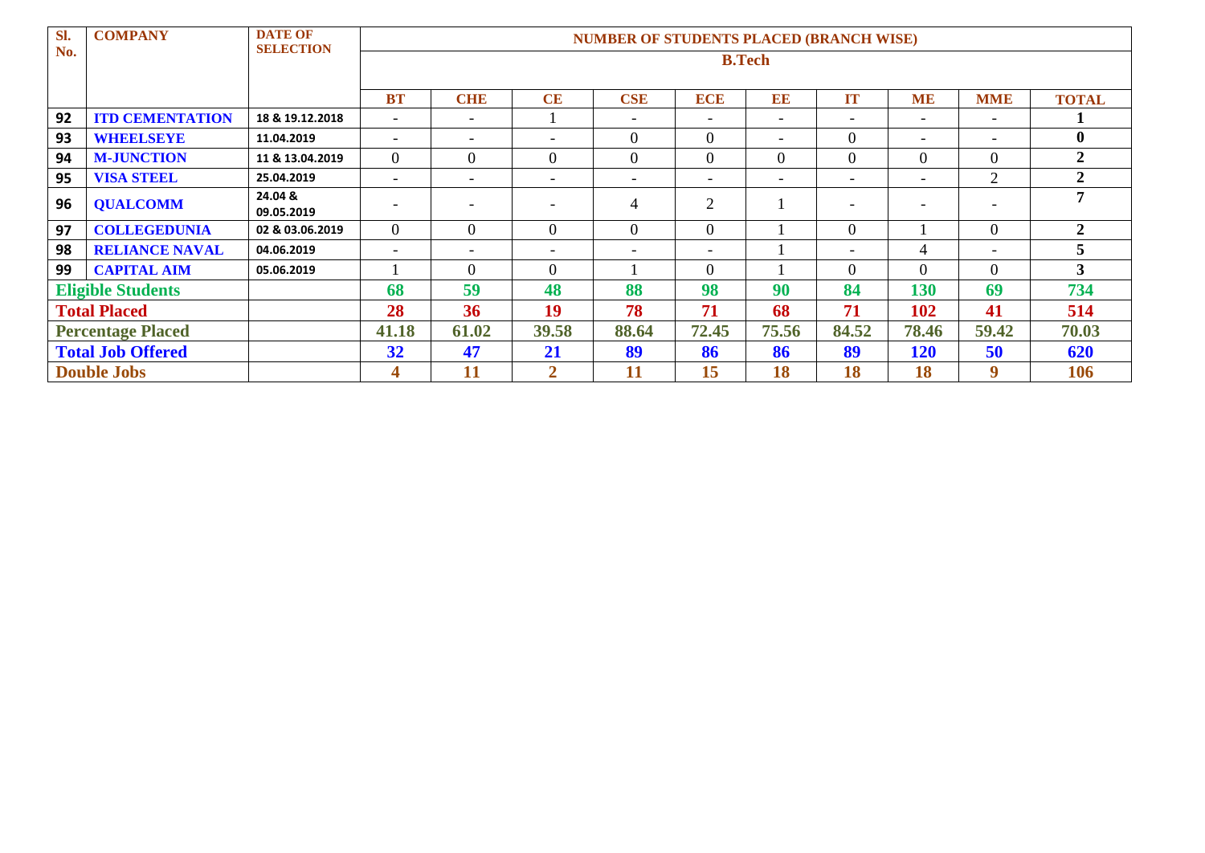| Sl. No. | COMPANY | DATE OF SELECTION | NUMBER OF STUDENTS PLACED (BRANCH WISE) | | | | | | | | | |
|---|---|---|---|---|---|---|---|---|---|---|---|---|
| | | | B.Tech | | | | | | | | | |
| | | | BT | CHE | CE | CSE | ECE | EE | IT | ME | MME | TOTAL |
| 92 | ITD CEMENTATION | 18 & 19.12.2018 | - | - | 1 | - | - | - | - | - | - | 1 |
| 93 | WHEELSEYE | 11.04.2019 | - | - | - | 0 | 0 | - | 0 | - | - | 0 |
| 94 | M-JUNCTION | 11 & 13.04.2019 | 0 | 0 | 0 | 0 | 0 | 0 | 0 | 0 | 0 | 2 |
| 95 | VISA STEEL | 25.04.2019 | - | - | - | - | - | - | - | - | 2 | 2 |
| 96 | QUALCOMM | 24.04 & 09.05.2019 | - | - | - | 4 | 2 | 1 | - | - | - | 7 |
| 97 | COLLEGEDUNIA | 02 & 03.06.2019 | 0 | 0 | 0 | 0 | 0 | 1 | 0 | 1 | 0 | 2 |
| 98 | RELIANCE NAVAL | 04.06.2019 | - | - | - | - | - | 1 | - | 4 | - | 5 |
| 99 | CAPITAL AIM | 05.06.2019 | 1 | 0 | 0 | 1 | 0 | 1 | 0 | 0 | 0 | 3 |
| Eligible Students | | | 68 | 59 | 48 | 88 | 98 | 90 | 84 | 130 | 69 | 734 |
| Total Placed | | | 28 | 36 | 19 | 78 | 71 | 68 | 71 | 102 | 41 | 514 |
| Percentage Placed | | | 41.18 | 61.02 | 39.58 | 88.64 | 72.45 | 75.56 | 84.52 | 78.46 | 59.42 | 70.03 |
| Total Job Offered | | | 32 | 47 | 21 | 89 | 86 | 86 | 89 | 120 | 50 | 620 |
| Double Jobs | | | 4 | 11 | 2 | 11 | 15 | 18 | 18 | 18 | 9 | 106 |